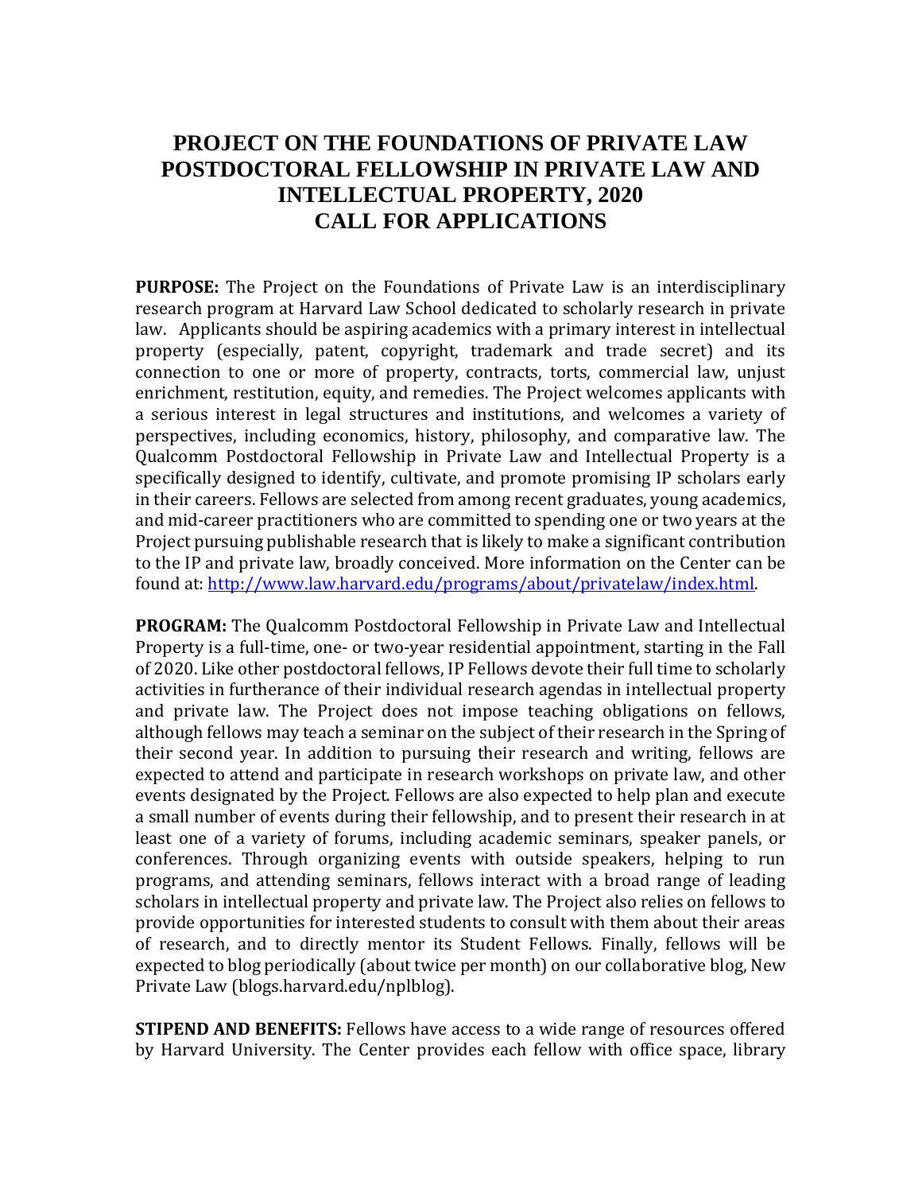# PROJECT ON THE FOUNDATIONS OF PRIVATE LAW POSTDOCTORAL FELLOWSHIP IN PRIVATE LAW AND INTELLECTUAL PROPERTY, 2020 CALL FOR APPLICATIONS

**PURPOSE:** The Project on the Foundations of Private Law is an interdisciplinary research program at Harvard Law School dedicated to scholarly research in private law. Applicants should be aspiring academics with a primary interest in intellectual property (especially, patent, copyright, trademark and trade secret) and its connection to one or more of property, contracts, torts, commercial law, unjust enrichment, restitution, equity, and remedies. The Project welcomes applicants with a serious interest in legal structures and institutions, and welcomes a variety of perspectives, including economics, history, philosophy, and comparative law. The Qualcomm Postdoctoral Fellowship in Private Law and Intellectual Property is a specifically designed to identify, cultivate, and promote promising IP scholars early in their careers. Fellows are selected from among recent graduates, young academics, and mid-career practitioners who are committed to spending one or two years at the Project pursuing publishable research that is likely to make a significant contribution to the IP and private law, broadly conceived. More information on the Center can be found at: [http://www.law.harvard.edu/programs/about/privatelaw/index.html](http://www.law.harvard.edu/programs/about/privatelaw/index.html).

**PROGRAM:** The Qualcomm Postdoctoral Fellowship in Private Law and Intellectual Property is a full-time, one- or two-year residential appointment, starting in the Fall of 2020. Like other postdoctoral fellows, IP Fellows devote their full time to scholarly activities in furtherance of their individual research agendas in intellectual property and private law. The Project does not impose teaching obligations on fellows, although fellows may teach a seminar on the subject of their research in the Spring of their second year. In addition to pursuing their research and writing, fellows are expected to attend and participate in research workshops on private law, and other events designated by the Project. Fellows are also expected to help plan and execute a small number of events during their fellowship, and to present their research in at least one of a variety of forums, including academic seminars, speaker panels, or conferences. Through organizing events with outside speakers, helping to run programs, and attending seminars, fellows interact with a broad range of leading scholars in intellectual property and private law. The Project also relies on fellows to provide opportunities for interested students to consult with them about their areas of research, and to directly mentor its Student Fellows. Finally, fellows will be expected to blog periodically (about twice per month) on our collaborative blog, New Private Law (blogs.harvard.edu/nplblog).

**STIPEND AND BENEFITS:** Fellows have access to a wide range of resources offered by Harvard University. The Center provides each fellow with office space, library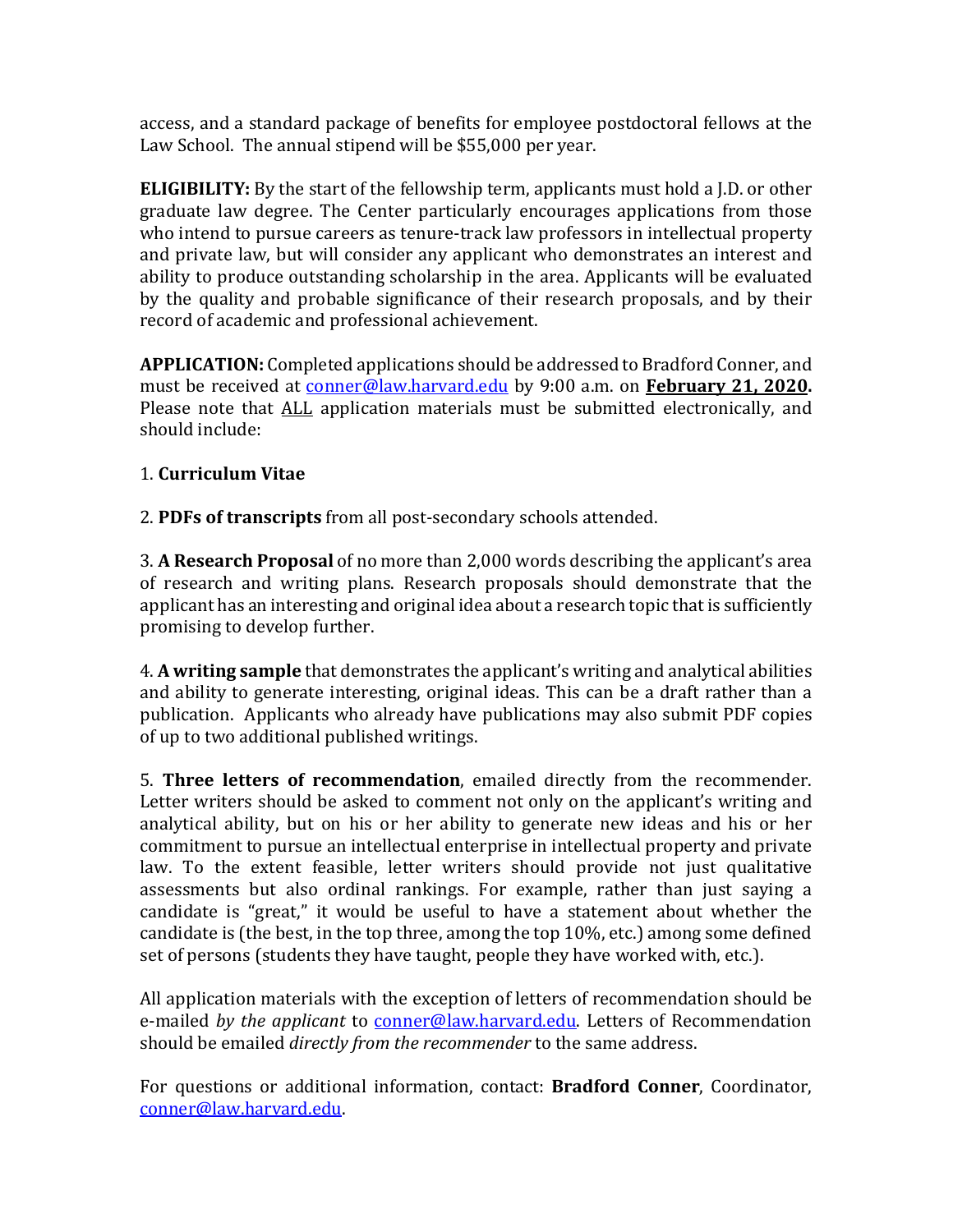access, and a standard package of benefits for employee postdoctoral fellows at the Law School. The annual stipend will be $55,000 per year.

**ELIGIBILITY:** By the start of the fellowship term, applicants must hold a J.D. or other graduate law degree. The Center particularly encourages applications from those who intend to pursue careers as tenure-track law professors in intellectual property and private law, but will consider any applicant who demonstrates an interest and ability to produce outstanding scholarship in the area. Applicants will be evaluated by the quality and probable significance of their research proposals, and by their record of academic and professional achievement.

**APPLICATION:** Completed applications should be addressed to Bradford Conner, and must be received at conner@law.harvard.edu by 9:00 a.m. on **February 21, 2020.** Please note that ALL application materials must be submitted electronically, and should include:

1. **Curriculum Vitae**

2. **PDFs of transcripts** from all post-secondary schools attended.

3. **A Research Proposal** of no more than 2,000 words describing the applicant's area of research and writing plans. Research proposals should demonstrate that the applicant has an interesting and original idea about a research topic that is sufficiently promising to develop further.

4. **A writing sample** that demonstrates the applicant's writing and analytical abilities and ability to generate interesting, original ideas. This can be a draft rather than a publication. Applicants who already have publications may also submit PDF copies of up to two additional published writings.

5. **Three letters of recommendation**, emailed directly from the recommender. Letter writers should be asked to comment not only on the applicant's writing and analytical ability, but on his or her ability to generate new ideas and his or her commitment to pursue an intellectual enterprise in intellectual property and private law. To the extent feasible, letter writers should provide not just qualitative assessments but also ordinal rankings. For example, rather than just saying a candidate is "great," it would be useful to have a statement about whether the candidate is (the best, in the top three, among the top 10%, etc.) among some defined set of persons (students they have taught, people they have worked with, etc.).

All application materials with the exception of letters of recommendation should be e-mailed *by the applicant* to conner@law.harvard.edu. Letters of Recommendation should be emailed *directly from the recommender* to the same address.

For questions or additional information, contact: **Bradford Conner**, Coordinator, conner@law.harvard.edu.